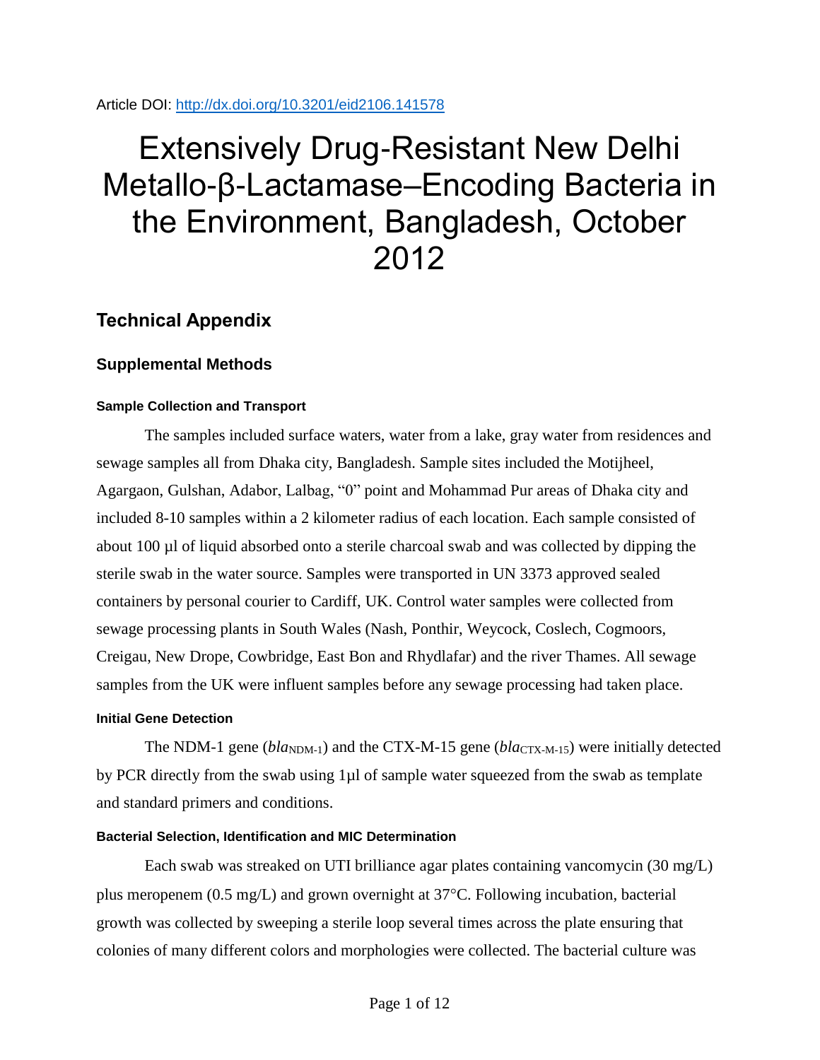Article DOI: http://dx.doi.org/10.3201/eid2106.141578

# Extensively Drug-Resistant New Delhi Metallo-β-Lactamase–Encoding Bacteria in the Environment, Bangladesh, October 2012

## Technical Appendix

### Supplemental Methods

#### Sample Collection and Transport

The samples included surface waters, water from a lake, gray water from residences and sewage samples all from Dhaka city, Bangladesh. Sample sites included the Motijheel, Agargaon, Gulshan, Adabor, Lalbag, "0" point and Mohammad Pur areas of Dhaka city and included 8-10 samples within a 2 kilometer radius of each location. Each sample consisted of about 100 µl of liquid absorbed onto a sterile charcoal swab and was collected by dipping the sterile swab in the water source. Samples were transported in UN 3373 approved sealed containers by personal courier to Cardiff, UK. Control water samples were collected from sewage processing plants in South Wales (Nash, Ponthir, Weycock, Coslech, Cogmoors, Creigau, New Drope, Cowbridge, East Bon and Rhydlafar) and the river Thames. All sewage samples from the UK were influent samples before any sewage processing had taken place.

#### Initial Gene Detection

The NDM-1 gene (*bla*$_{\text{NDM-1}}$) and the CTX-M-15 gene (*bla*$_{\text{CTX-M-15}}$) were initially detected by PCR directly from the swab using 1µl of sample water squeezed from the swab as template and standard primers and conditions.

#### Bacterial Selection, Identification and MIC Determination

Each swab was streaked on UTI brilliance agar plates containing vancomycin (30 mg/L) plus meropenem (0.5 mg/L) and grown overnight at 37°C. Following incubation, bacterial growth was collected by sweeping a sterile loop several times across the plate ensuring that colonies of many different colors and morphologies were collected. The bacterial culture was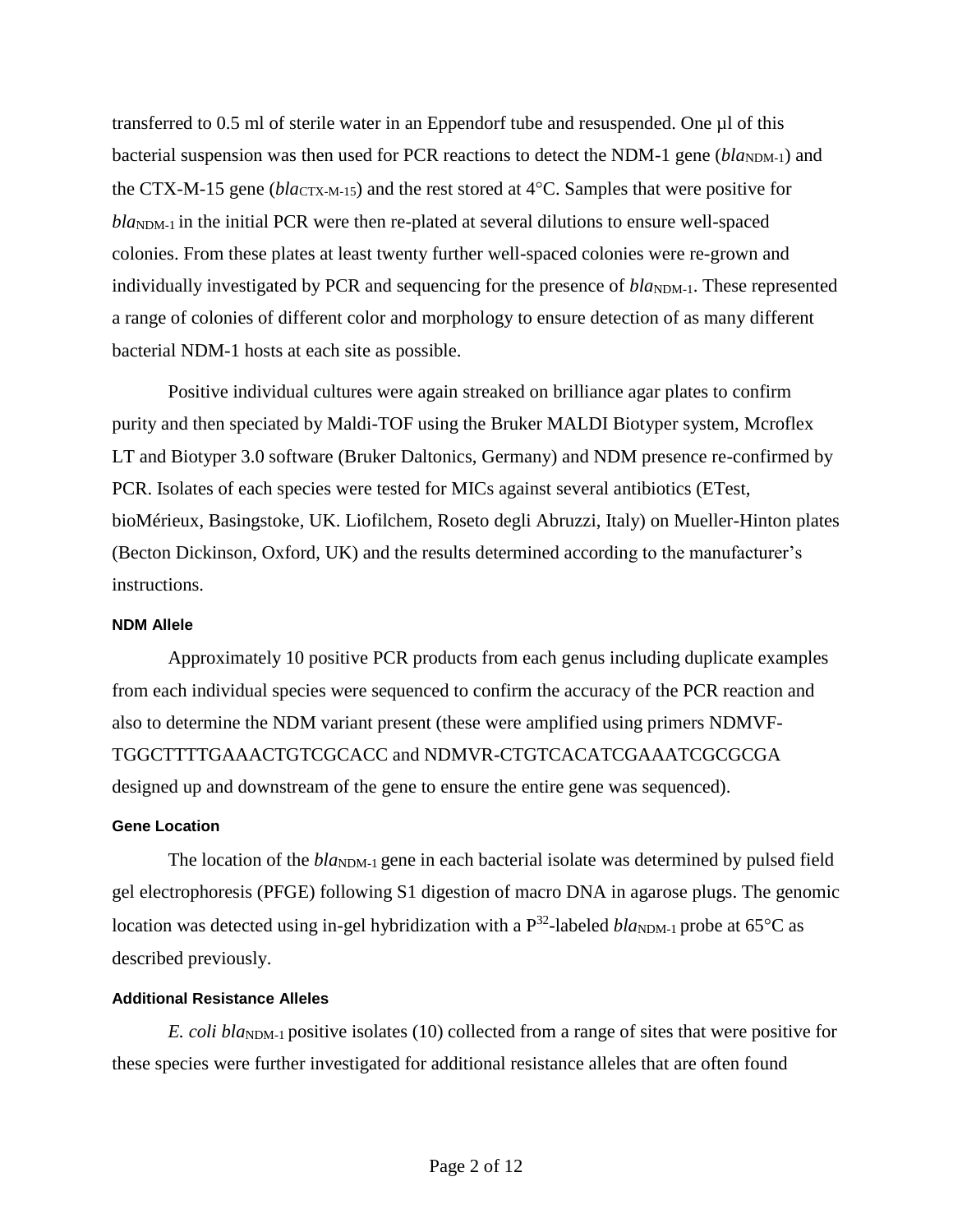transferred to 0.5 ml of sterile water in an Eppendorf tube and resuspended. One µl of this bacterial suspension was then used for PCR reactions to detect the NDM-1 gene (*bla*$_{NDM-1}$) and the CTX-M-15 gene (*bla*$_{CTX-M-15}$) and the rest stored at 4°C. Samples that were positive for *bla*$_{NDM-1}$ in the initial PCR were then re-plated at several dilutions to ensure well-spaced colonies. From these plates at least twenty further well-spaced colonies were re-grown and individually investigated by PCR and sequencing for the presence of *bla*$_{NDM-1}$. These represented a range of colonies of different color and morphology to ensure detection of as many different bacterial NDM-1 hosts at each site as possible.

Positive individual cultures were again streaked on brilliance agar plates to confirm purity and then speciated by Maldi-TOF using the Bruker MALDI Biotyper system, Mcroflex LT and Biotyper 3.0 software (Bruker Daltonics, Germany) and NDM presence re-confirmed by PCR. Isolates of each species were tested for MICs against several antibiotics (ETest, bioMérieux, Basingstoke, UK. Liofilchem, Roseto degli Abruzzi, Italy) on Mueller-Hinton plates (Becton Dickinson, Oxford, UK) and the results determined according to the manufacturer's instructions.

#### NDM Allele

Approximately 10 positive PCR products from each genus including duplicate examples from each individual species were sequenced to confirm the accuracy of the PCR reaction and also to determine the NDM variant present (these were amplified using primers NDMVF-TGGCTTTTGAAACTGTCGCACC and NDMVR-CTGTCACATCGAAATCGCGCGA designed up and downstream of the gene to ensure the entire gene was sequenced).

#### Gene Location

The location of the *bla*$_{NDM-1}$ gene in each bacterial isolate was determined by pulsed field gel electrophoresis (PFGE) following S1 digestion of macro DNA in agarose plugs. The genomic location was detected using in-gel hybridization with a $P^{32}$-labeled *bla*$_{NDM-1}$ probe at 65°C as described previously.

#### Additional Resistance Alleles

*E. coli bla*$_{NDM-1}$ positive isolates (10) collected from a range of sites that were positive for these species were further investigated for additional resistance alleles that are often found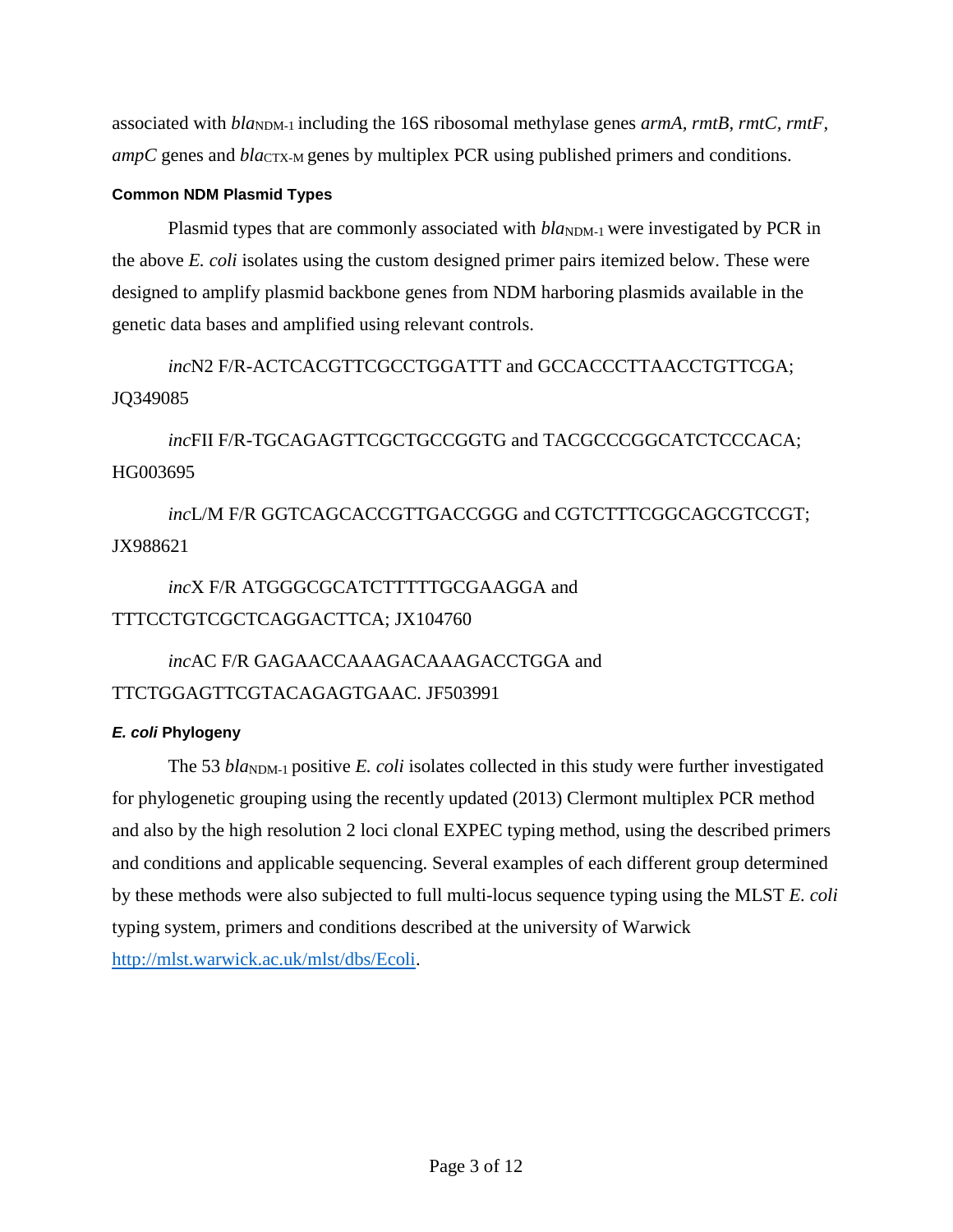associated with *bla*$_{NDM-1}$ including the 16S ribosomal methylase genes *armA*, *rmtB*, *rmtC*, *rmtF*, *ampC* genes and *bla*$_{CTX-M}$ genes by multiplex PCR using published primers and conditions.

#### Common NDM Plasmid Types

Plasmid types that are commonly associated with *bla*$_{NDM-1}$ were investigated by PCR in the above *E. coli* isolates using the custom designed primer pairs itemized below. These were designed to amplify plasmid backbone genes from NDM harboring plasmids available in the genetic data bases and amplified using relevant controls.

*inc*N2 F/R-ACTCACGTTCGCCTGGATTT and GCCACCCTTAACCTGTTCGA; JQ349085

*inc*FII F/R-TGCAGAGTTCGCTGCCGGTG and TACGCCCGGCATCTCCCACA; HG003695

*inc*L/M F/R GGTCAGCACCGTTGACCGGG and CGTCTTTCGGCAGCGTCCGT; JX988621

*inc*X F/R ATGGGCGCATCTTTTTGCGAAGGA and TTTCCTGTCGCTCAGGACTTCA; JX104760

*inc*AC F/R GAGAACCAAAGACAAAGACCTGGA and TTCTGGAGTTCGTACAGAGTGAAC. JF503991

#### *E. coli* Phylogeny

The 53 *bla*$_{NDM-1}$ positive *E. coli* isolates collected in this study were further investigated for phylogenetic grouping using the recently updated (2013) Clermont multiplex PCR method and also by the high resolution 2 loci clonal EXPEC typing method, using the described primers and conditions and applicable sequencing. Several examples of each different group determined by these methods were also subjected to full multi-locus sequence typing using the MLST *E. coli* typing system, primers and conditions described at the university of Warwick http://mlst.warwick.ac.uk/mlst/dbs/Ecoli.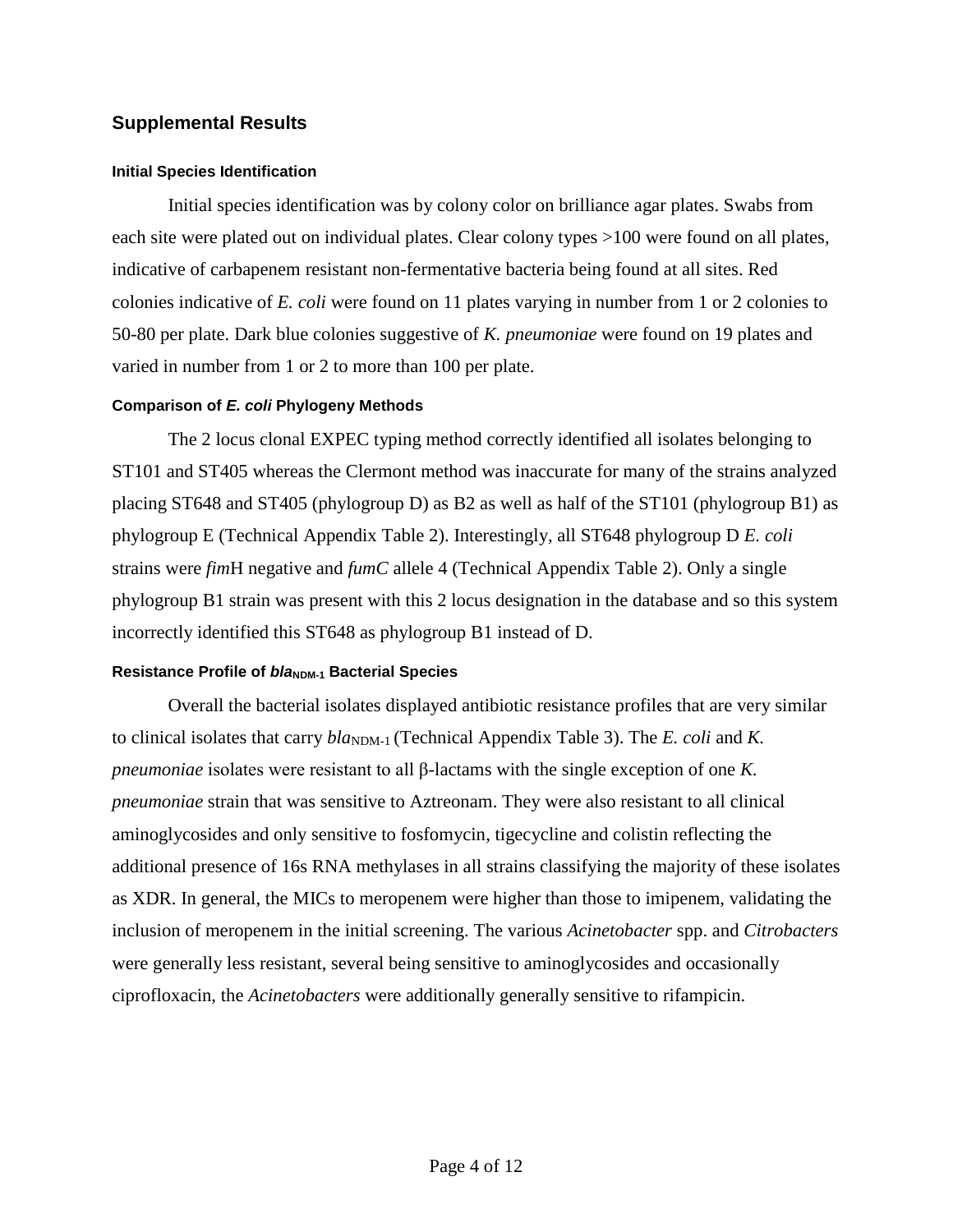## Supplemental Results

### Initial Species Identification

Initial species identification was by colony color on brilliance agar plates. Swabs from each site were plated out on individual plates. Clear colony types >100 were found on all plates, indicative of carbapenem resistant non-fermentative bacteria being found at all sites. Red colonies indicative of *E. coli* were found on 11 plates varying in number from 1 or 2 colonies to 50-80 per plate. Dark blue colonies suggestive of *K. pneumoniae* were found on 19 plates and varied in number from 1 or 2 to more than 100 per plate.

### Comparison of *E. coli* Phylogeny Methods

The 2 locus clonal EXPEC typing method correctly identified all isolates belonging to ST101 and ST405 whereas the Clermont method was inaccurate for many of the strains analyzed placing ST648 and ST405 (phylogroup D) as B2 as well as half of the ST101 (phylogroup B1) as phylogroup E (Technical Appendix Table 2). Interestingly, all ST648 phylogroup D *E. coli* strains were *fim*H negative and *fumC* allele 4 (Technical Appendix Table 2). Only a single phylogroup B1 strain was present with this 2 locus designation in the database and so this system incorrectly identified this ST648 as phylogroup B1 instead of D.

### Resistance Profile of $bla_{\text{NDM-1}}$ Bacterial Species

Overall the bacterial isolates displayed antibiotic resistance profiles that are very similar to clinical isolates that carry $bla_{\text{NDM-1}}$ (Technical Appendix Table 3). The *E. coli* and *K. pneumoniae* isolates were resistant to all β-lactams with the single exception of one *K. pneumoniae* strain that was sensitive to Aztreonam. They were also resistant to all clinical aminoglycosides and only sensitive to fosfomycin, tigecycline and colistin reflecting the additional presence of 16s RNA methylases in all strains classifying the majority of these isolates as XDR. In general, the MICs to meropenem were higher than those to imipenem, validating the inclusion of meropenem in the initial screening. The various *Acinetobacter* spp. and *Citrobacters* were generally less resistant, several being sensitive to aminoglycosides and occasionally ciprofloxacin, the *Acinetobacters* were additionally generally sensitive to rifampicin.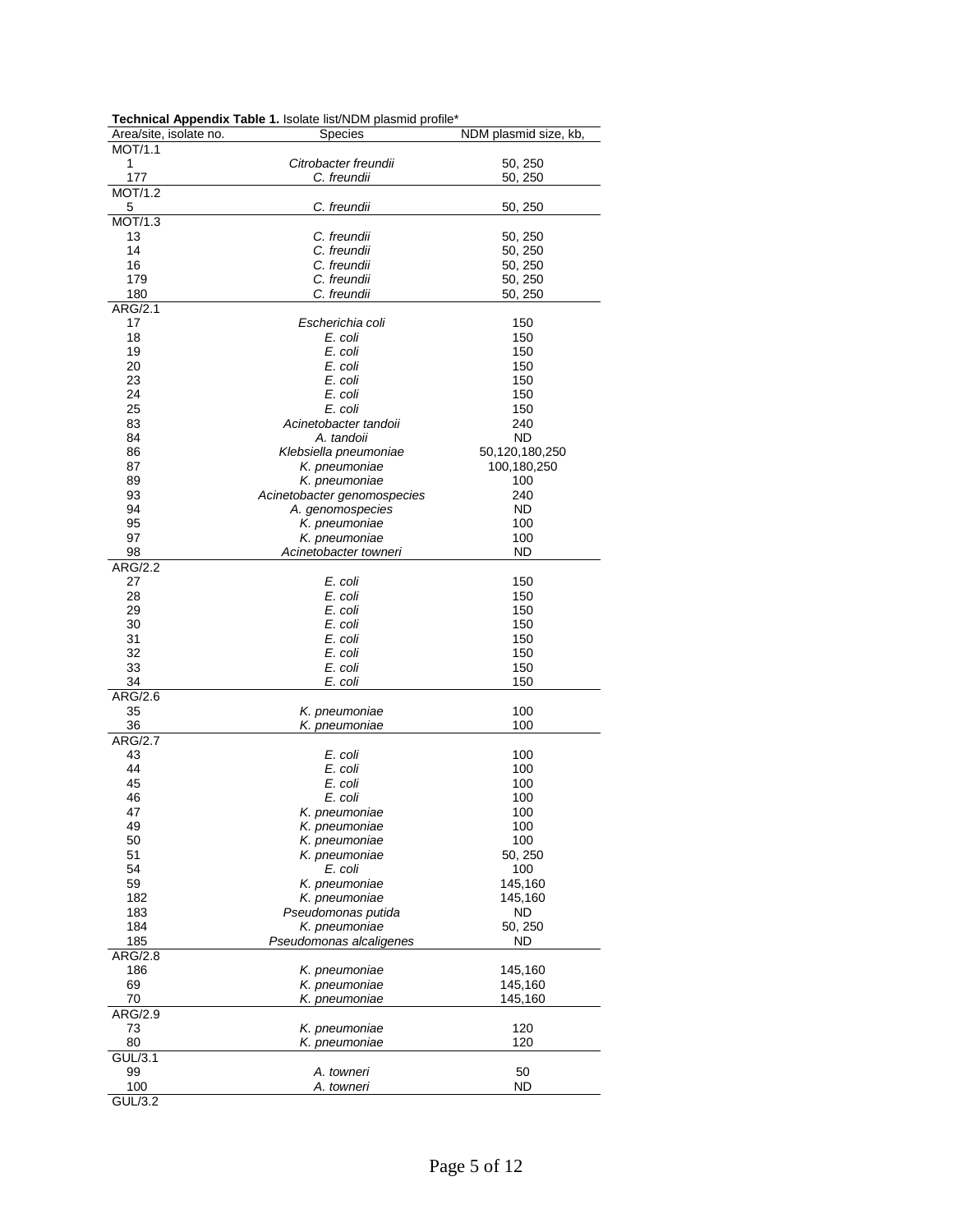**Technical Appendix Table 1.** Isolate list/NDM plasmid profile*

| Area/site, isolate no. | Species | NDM plasmid size, kb, |
|---|---|---|
| MOT/1.1 | | |
| 1 | *Citrobacter freundii* | 50, 250 |
| 177 | *C. freundii* | 50, 250 |
| MOT/1.2 | | |
| 5 | *C. freundii* | 50, 250 |
| MOT/1.3 | | |
| 13 | *C. freundii* | 50, 250 |
| 14 | *C. freundii* | 50, 250 |
| 16 | *C. freundii* | 50, 250 |
| 179 | *C. freundii* | 50, 250 |
| 180 | *C. freundii* | 50, 250 |
| ARG/2.1 | | |
| 17 | *Escherichia coli* | 150 |
| 18 | *E. coli* | 150 |
| 19 | *E. coli* | 150 |
| 20 | *E. coli* | 150 |
| 23 | *E. coli* | 150 |
| 24 | *E. coli* | 150 |
| 25 | *E. coli* | 150 |
| 83 | *Acinetobacter tandoii* | 240 |
| 84 | *A. tandoii* | ND |
| 86 | *Klebsiella pneumoniae* | 50,120,180,250 |
| 87 | *K. pneumoniae* | 100,180,250 |
| 89 | *K. pneumoniae* | 100 |
| 93 | *Acinetobacter genomospecies* | 240 |
| 94 | *A. genomospecies* | ND |
| 95 | *K. pneumoniae* | 100 |
| 97 | *K. pneumoniae* | 100 |
| 98 | *Acinetobacter towneri* | ND |
| ARG/2.2 | | |
| 27 | *E. coli* | 150 |
| 28 | *E. coli* | 150 |
| 29 | *E. coli* | 150 |
| 30 | *E. coli* | 150 |
| 31 | *E. coli* | 150 |
| 32 | *E. coli* | 150 |
| 33 | *E. coli* | 150 |
| 34 | *E. coli* | 150 |
| ARG/2.6 | | |
| 35 | *K. pneumoniae* | 100 |
| 36 | *K. pneumoniae* | 100 |
| ARG/2.7 | | |
| 43 | *E. coli* | 100 |
| 44 | *E. coli* | 100 |
| 45 | *E. coli* | 100 |
| 46 | *E. coli* | 100 |
| 47 | *K. pneumoniae* | 100 |
| 49 | *K. pneumoniae* | 100 |
| 50 | *K. pneumoniae* | 100 |
| 51 | *K. pneumoniae* | 50, 250 |
| 54 | *E. coli* | 100 |
| 59 | *K. pneumoniae* | 145,160 |
| 182 | *K. pneumoniae* | 145,160 |
| 183 | *Pseudomonas putida* | ND |
| 184 | *K. pneumoniae* | 50, 250 |
| 185 | *Pseudomonas alcaligenes* | ND |
| ARG/2.8 | | |
| 186 | *K. pneumoniae* | 145,160 |
| 69 | *K. pneumoniae* | 145,160 |
| 70 | *K. pneumoniae* | 145,160 |
| ARG/2.9 | | |
| 73 | *K. pneumoniae* | 120 |
| 80 | *K. pneumoniae* | 120 |
| GUL/3.1 | | |
| 99 | *A. towneri* | 50 |
| 100 | *A. towneri* | ND |
| GUL/3.2 | | |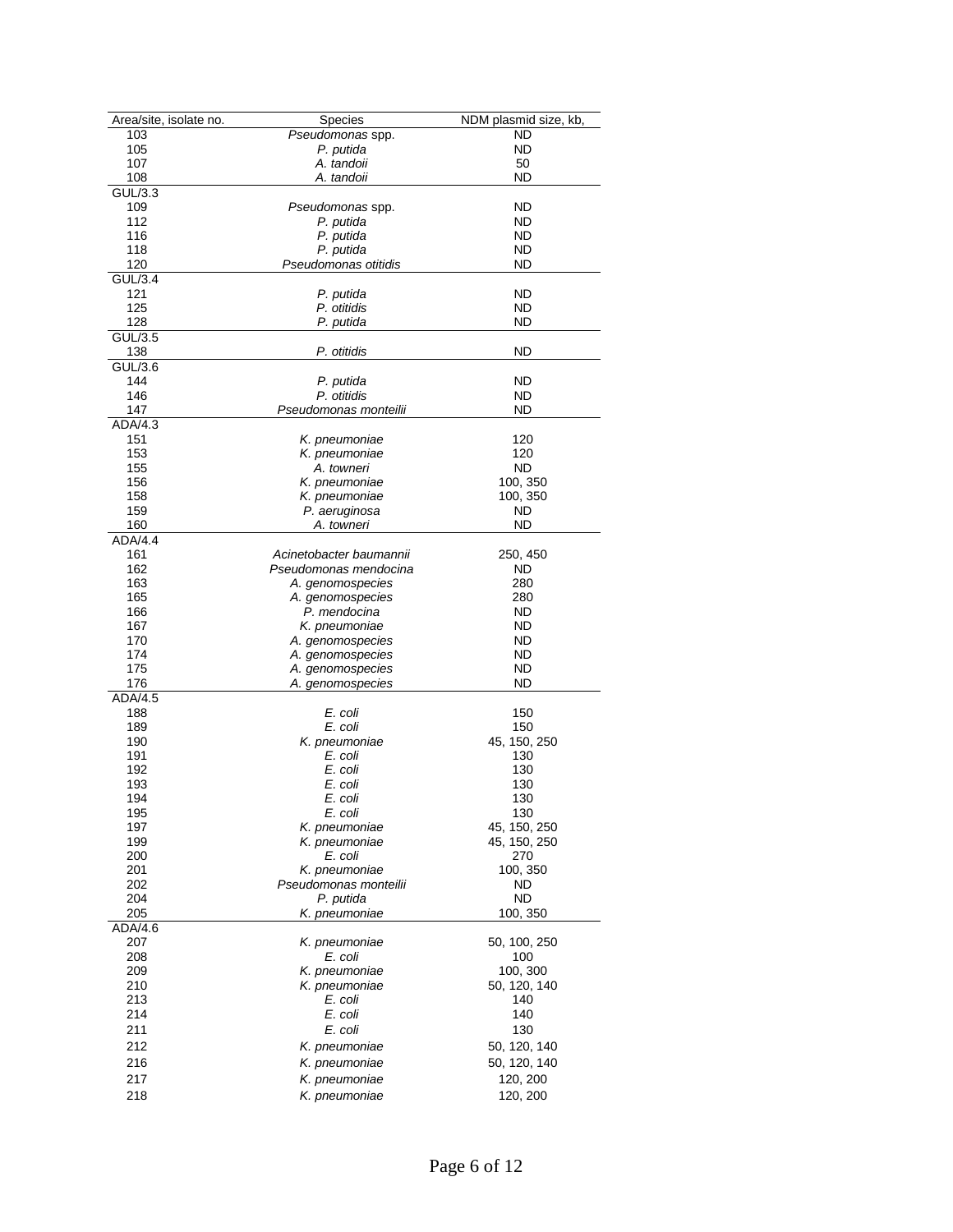| Area/site, isolate no. | Species | NDM plasmid size, kb, |
|---|---|---|
| 103 | *Pseudomonas* spp. | ND |
| 105 | *P. putida* | ND |
| 107 | *A. tandoii* | 50 |
| 108 | *A. tandoii* | ND |
| GUL/3.3 | | |
| 109 | *Pseudomonas* spp. | ND |
| 112 | *P. putida* | ND |
| 116 | *P. putida* | ND |
| 118 | *P. putida* | ND |
| 120 | *Pseudomonas otitidis* | ND |
| GUL/3.4 | | |
| 121 | *P. putida* | ND |
| 125 | *P. otitidis* | ND |
| 128 | *P. putida* | ND |
| GUL/3.5 | | |
| 138 | *P. otitidis* | ND |
| GUL/3.6 | | |
| 144 | *P. putida* | ND |
| 146 | *P. otitidis* | ND |
| 147 | *Pseudomonas monteilii* | ND |
| ADA/4.3 | | |
| 151 | *K. pneumoniae* | 120 |
| 153 | *K. pneumoniae* | 120 |
| 155 | *A. towneri* | ND |
| 156 | *K. pneumoniae* | 100, 350 |
| 158 | *K. pneumoniae* | 100, 350 |
| 159 | *P. aeruginosa* | ND |
| 160 | *A. towneri* | ND |
| ADA/4.4 | | |
| 161 | *Acinetobacter baumannii* | 250, 450 |
| 162 | *Pseudomonas mendocina* | ND |
| 163 | *A. genomospecies* | 280 |
| 165 | *A. genomospecies* | 280 |
| 166 | *P. mendocina* | ND |
| 167 | *K. pneumoniae* | ND |
| 170 | *A. genomospecies* | ND |
| 174 | *A. genomospecies* | ND |
| 175 | *A. genomospecies* | ND |
| 176 | *A. genomospecies* | ND |
| ADA/4.5 | | |
| 188 | *E. coli* | 150 |
| 189 | *E. coli* | 150 |
| 190 | *K. pneumoniae* | 45, 150, 250 |
| 191 | *E. coli* | 130 |
| 192 | *E. coli* | 130 |
| 193 | *E. coli* | 130 |
| 194 | *E. coli* | 130 |
| 195 | *E. coli* | 130 |
| 197 | *K. pneumoniae* | 45, 150, 250 |
| 199 | *K. pneumoniae* | 45, 150, 250 |
| 200 | *E. coli* | 270 |
| 201 | *K. pneumoniae* | 100, 350 |
| 202 | *Pseudomonas monteilii* | ND |
| 204 | *P. putida* | ND |
| 205 | *K. pneumoniae* | 100, 350 |
| ADA/4.6 | | |
| 207 | *K. pneumoniae* | 50, 100, 250 |
| 208 | *E. coli* | 100 |
| 209 | *K. pneumoniae* | 100, 300 |
| 210 | *K. pneumoniae* | 50, 120, 140 |
| 213 | *E. coli* | 140 |
| 214 | *E. coli* | 140 |
| 211 | *E. coli* | 130 |
| 212 | *K. pneumoniae* | 50, 120, 140 |
| 216 | *K. pneumoniae* | 50, 120, 140 |
| 217 | *K. pneumoniae* | 120, 200 |
| 218 | *K. pneumoniae* | 120, 200 |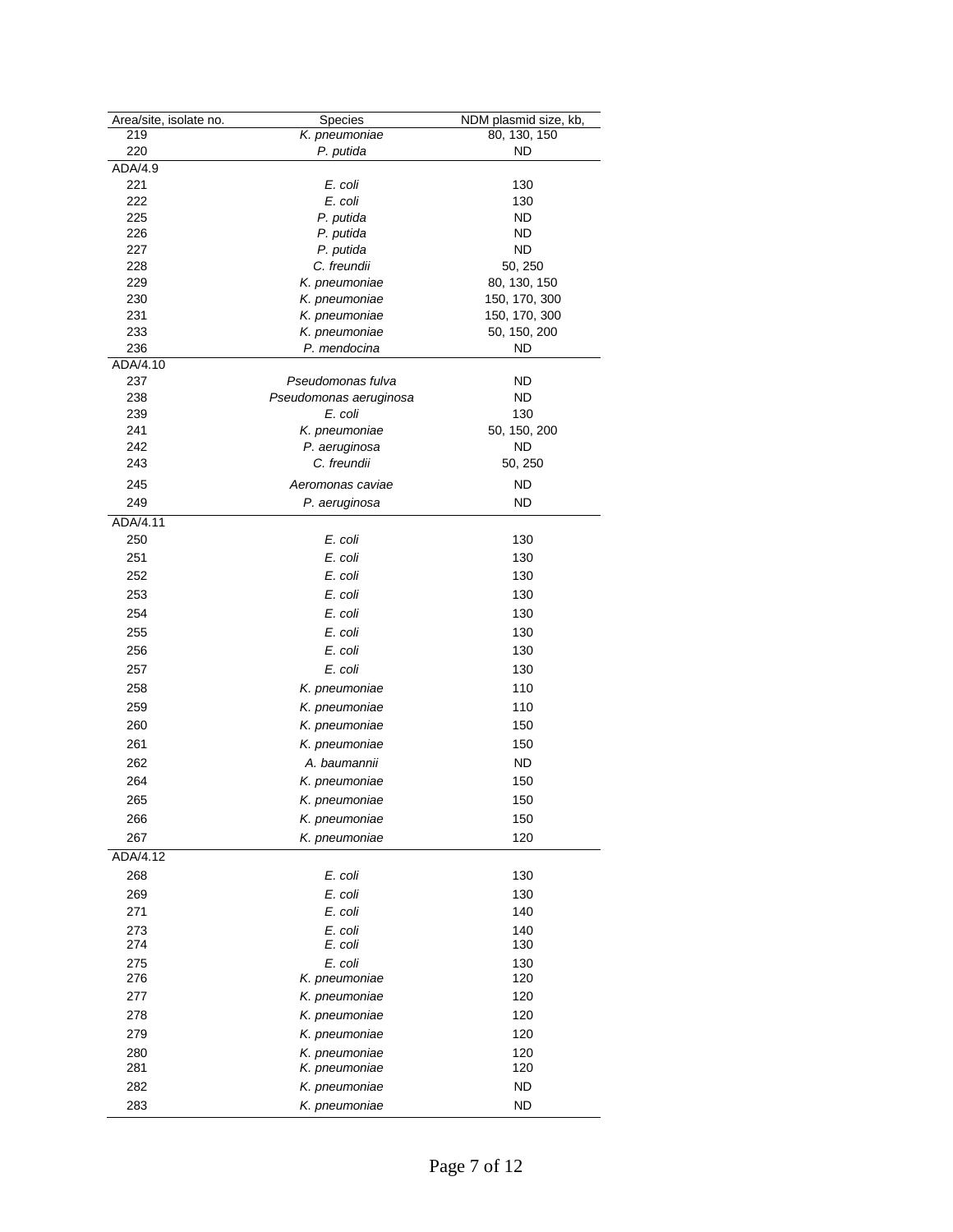| Area/site, isolate no. | Species | NDM plasmid size, kb, |
|---|---|---|
| 219 | *K. pneumoniae* | 80, 130, 150 |
| 220 | *P. putida* | ND |
| ADA/4.9 | | |
| 221 | *E. coli* | 130 |
| 222 | *E. coli* | 130 |
| 225 | *P. putida* | ND |
| 226 | *P. putida* | ND |
| 227 | *P. putida* | ND |
| 228 | *C. freundii* | 50, 250 |
| 229 | *K. pneumoniae* | 80, 130, 150 |
| 230 | *K. pneumoniae* | 150, 170, 300 |
| 231 | *K. pneumoniae* | 150, 170, 300 |
| 233 | *K. pneumoniae* | 50, 150, 200 |
| 236 | *P. mendocina* | ND |
| ADA/4.10 | | |
| 237 | *Pseudomonas fulva* | ND |
| 238 | *Pseudomonas aeruginosa* | ND |
| 239 | *E. coli* | 130 |
| 241 | *K. pneumoniae* | 50, 150, 200 |
| 242 | *P. aeruginosa* | ND |
| 243 | *C. freundii* | 50, 250 |
| 245 | *Aeromonas caviae* | ND |
| 249 | *P. aeruginosa* | ND |
| ADA/4.11 | | |
| 250 | *E. coli* | 130 |
| 251 | *E. coli* | 130 |
| 252 | *E. coli* | 130 |
| 253 | *E. coli* | 130 |
| 254 | *E. coli* | 130 |
| 255 | *E. coli* | 130 |
| 256 | *E. coli* | 130 |
| 257 | *E. coli* | 130 |
| 258 | *K. pneumoniae* | 110 |
| 259 | *K. pneumoniae* | 110 |
| 260 | *K. pneumoniae* | 150 |
| 261 | *K. pneumoniae* | 150 |
| 262 | *A. baumannii* | ND |
| 264 | *K. pneumoniae* | 150 |
| 265 | *K. pneumoniae* | 150 |
| 266 | *K. pneumoniae* | 150 |
| 267 | *K. pneumoniae* | 120 |
| ADA/4.12 | | |
| 268 | *E. coli* | 130 |
| 269 | *E. coli* | 130 |
| 271 | *E. coli* | 140 |
| 273 | *E. coli* | 140 |
| 274 | *E. coli* | 130 |
| 275 | *E. coli* | 130 |
| 276 | *K. pneumoniae* | 120 |
| 277 | *K. pneumoniae* | 120 |
| 278 | *K. pneumoniae* | 120 |
| 279 | *K. pneumoniae* | 120 |
| 280 | *K. pneumoniae* | 120 |
| 281 | *K. pneumoniae* | 120 |
| 282 | *K. pneumoniae* | ND |
| 283 | *K. pneumoniae* | ND |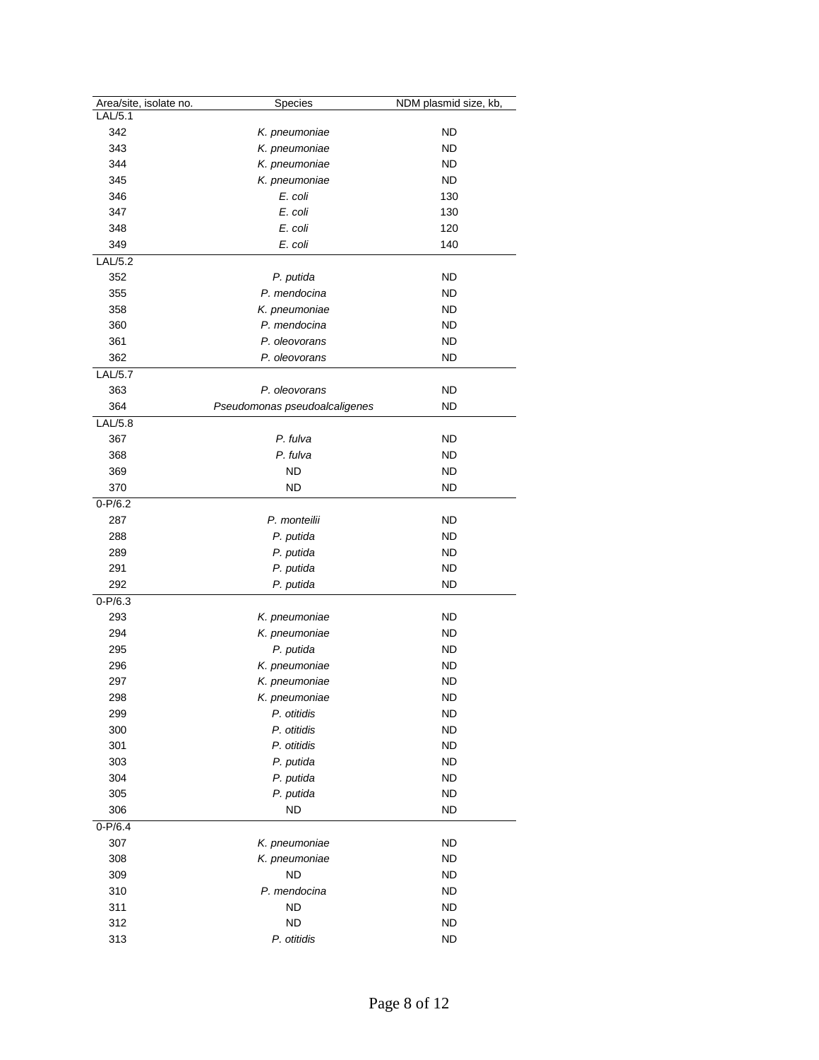| Area/site, isolate no. | Species | NDM plasmid size, kb, |
|---|---|---|
| LAL/5.1 | | |
| 342 | *K. pneumoniae* | ND |
| 343 | *K. pneumoniae* | ND |
| 344 | *K. pneumoniae* | ND |
| 345 | *K. pneumoniae* | ND |
| 346 | *E. coli* | 130 |
| 347 | *E. coli* | 130 |
| 348 | *E. coli* | 120 |
| 349 | *E. coli* | 140 |
| LAL/5.2 | | |
| 352 | *P. putida* | ND |
| 355 | *P. mendocina* | ND |
| 358 | *K. pneumoniae* | ND |
| 360 | *P. mendocina* | ND |
| 361 | *P. oleovorans* | ND |
| 362 | *P. oleovorans* | ND |
| LAL/5.7 | | |
| 363 | *P. oleovorans* | ND |
| 364 | *Pseudomonas pseudoalcaligenes* | ND |
| LAL/5.8 | | |
| 367 | *P. fulva* | ND |
| 368 | *P. fulva* | ND |
| 369 | ND | ND |
| 370 | ND | ND |
| 0-P/6.2 | | |
| 287 | *P. monteilii* | ND |
| 288 | *P. putida* | ND |
| 289 | *P. putida* | ND |
| 291 | *P. putida* | ND |
| 292 | *P. putida* | ND |
| 0-P/6.3 | | |
| 293 | *K. pneumoniae* | ND |
| 294 | *K. pneumoniae* | ND |
| 295 | *P. putida* | ND |
| 296 | *K. pneumoniae* | ND |
| 297 | *K. pneumoniae* | ND |
| 298 | *K. pneumoniae* | ND |
| 299 | *P. otitidis* | ND |
| 300 | *P. otitidis* | ND |
| 301 | *P. otitidis* | ND |
| 303 | *P. putida* | ND |
| 304 | *P. putida* | ND |
| 305 | *P. putida* | ND |
| 306 | ND | ND |
| 0-P/6.4 | | |
| 307 | *K. pneumoniae* | ND |
| 308 | *K. pneumoniae* | ND |
| 309 | ND | ND |
| 310 | *P. mendocina* | ND |
| 311 | ND | ND |
| 312 | ND | ND |
| 313 | *P. otitidis* | ND |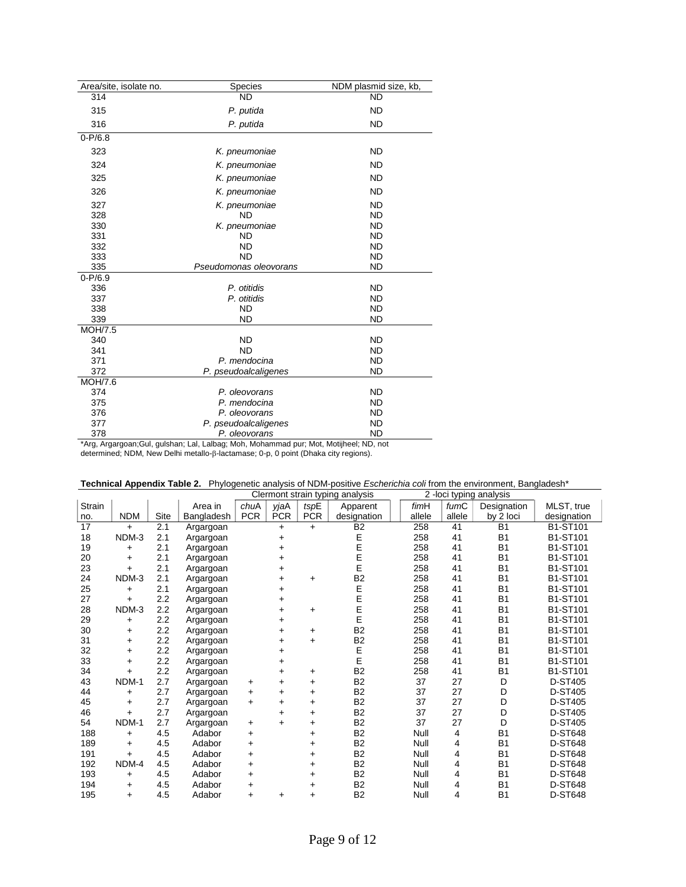| Area/site, isolate no. | Species | NDM plasmid size, kb, |
|---|---|---|
| 314 | ND | ND |
| 315 | *P. putida* | ND |
| 316 | *P. putida* | ND |
| 0-P/6.8 | | |
| 323 | *K. pneumoniae* | ND |
| 324 | *K. pneumoniae* | ND |
| 325 | *K. pneumoniae* | ND |
| 326 | *K. pneumoniae* | ND |
| 327 | *K. pneumoniae* | ND |
| 328 | ND | ND |
| 330 | *K. pneumoniae* | ND |
| 331 | ND | ND |
| 332 | ND | ND |
| 333 | ND | ND |
| 335 | *Pseudomonas oleovorans* | ND |
| 0-P/6.9 | | |
| 336 | *P. otitidis* | ND |
| 337 | *P. otitidis* | ND |
| 338 | ND | ND |
| 339 | ND | ND |
| MOH/7.5 | | |
| 340 | ND | ND |
| 341 | ND | ND |
| 371 | *P. mendocina* | ND |
| 372 | *P. pseudoalcaligenes* | ND |
| MOH/7.6 | | |
| 374 | *P. oleovorans* | ND |
| 375 | *P. mendocina* | ND |
| 376 | *P. oleovorans* | ND |
| 377 | *P. pseudoalcaligenes* | ND |
| 378 | *P. oleovorans* | ND |

*Arg, Argargoan;Gul, gulshan; Lal, Lalbag; Moh, Mohammad pur; Mot, Motijheel; ND, not determined; NDM, New Delhi metallo-β-lactamase; 0-p, 0 point (Dhaka city regions).

**Technical Appendix Table 2.** Phylogenetic analysis of NDM-positive *Escherichia coli* from the environment, Bangladesh*

| | | | | Clermont strain typing analysis | | | | 2 -loci typing analysis | | | |
|---|---|---|---|---|---|---|---|---|---|---|---|
| Strain no. | NDM | Site | Area in Bangladesh | *chu*A PCR | *yja*A PCR | *tsp*E PCR | Apparent designation | *fim*H allele | *fum*C allele | Designation by 2 loci | MLST, true designation |
| 17 | + | 2.1 | Argargoan | | + | + | B2 | 258 | 41 | B1 | B1-ST101 |
| 18 | NDM-3 | 2.1 | Argargoan | | + | | E | 258 | 41 | B1 | B1-ST101 |
| 19 | + | 2.1 | Argargoan | | + | | E | 258 | 41 | B1 | B1-ST101 |
| 20 | + | 2.1 | Argargoan | | + | | E | 258 | 41 | B1 | B1-ST101 |
| 23 | + | 2.1 | Argargoan | | + | | E | 258 | 41 | B1 | B1-ST101 |
| 24 | NDM-3 | 2.1 | Argargoan | | + | + | B2 | 258 | 41 | B1 | B1-ST101 |
| 25 | + | 2.1 | Argargoan | | + | | E | 258 | 41 | B1 | B1-ST101 |
| 27 | + | 2.2 | Argargoan | | + | | E | 258 | 41 | B1 | B1-ST101 |
| 28 | NDM-3 | 2.2 | Argargoan | | + | + | E | 258 | 41 | B1 | B1-ST101 |
| 29 | + | 2.2 | Argargoan | | + | | E | 258 | 41 | B1 | B1-ST101 |
| 30 | + | 2.2 | Argargoan | | + | + | B2 | 258 | 41 | B1 | B1-ST101 |
| 31 | + | 2.2 | Argargoan | | + | + | B2 | 258 | 41 | B1 | B1-ST101 |
| 32 | + | 2.2 | Argargoan | | + | | E | 258 | 41 | B1 | B1-ST101 |
| 33 | + | 2.2 | Argargoan | | + | | E | 258 | 41 | B1 | B1-ST101 |
| 34 | + | 2.2 | Argargoan | | + | + | B2 | 258 | 41 | B1 | B1-ST101 |
| 43 | NDM-1 | 2.7 | Argargoan | + | + | + | B2 | 37 | 27 | D | D-ST405 |
| 44 | + | 2.7 | Argargoan | + | + | + | B2 | 37 | 27 | D | D-ST405 |
| 45 | + | 2.7 | Argargoan | + | + | + | B2 | 37 | 27 | D | D-ST405 |
| 46 | + | 2.7 | Argargoan | | + | + | B2 | 37 | 27 | D | D-ST405 |
| 54 | NDM-1 | 2.7 | Argargoan | + | + | + | B2 | 37 | 27 | D | D-ST405 |
| 188 | + | 4.5 | Adabor | + | | + | B2 | Null | 4 | B1 | D-ST648 |
| 189 | + | 4.5 | Adabor | + | | + | B2 | Null | 4 | B1 | D-ST648 |
| 191 | + | 4.5 | Adabor | + | | + | B2 | Null | 4 | B1 | D-ST648 |
| 192 | NDM-4 | 4.5 | Adabor | + | | + | B2 | Null | 4 | B1 | D-ST648 |
| 193 | + | 4.5 | Adabor | + | | + | B2 | Null | 4 | B1 | D-ST648 |
| 194 | + | 4.5 | Adabor | + | | + | B2 | Null | 4 | B1 | D-ST648 |
| 195 | + | 4.5 | Adabor | + | + | + | B2 | Null | 4 | B1 | D-ST648 |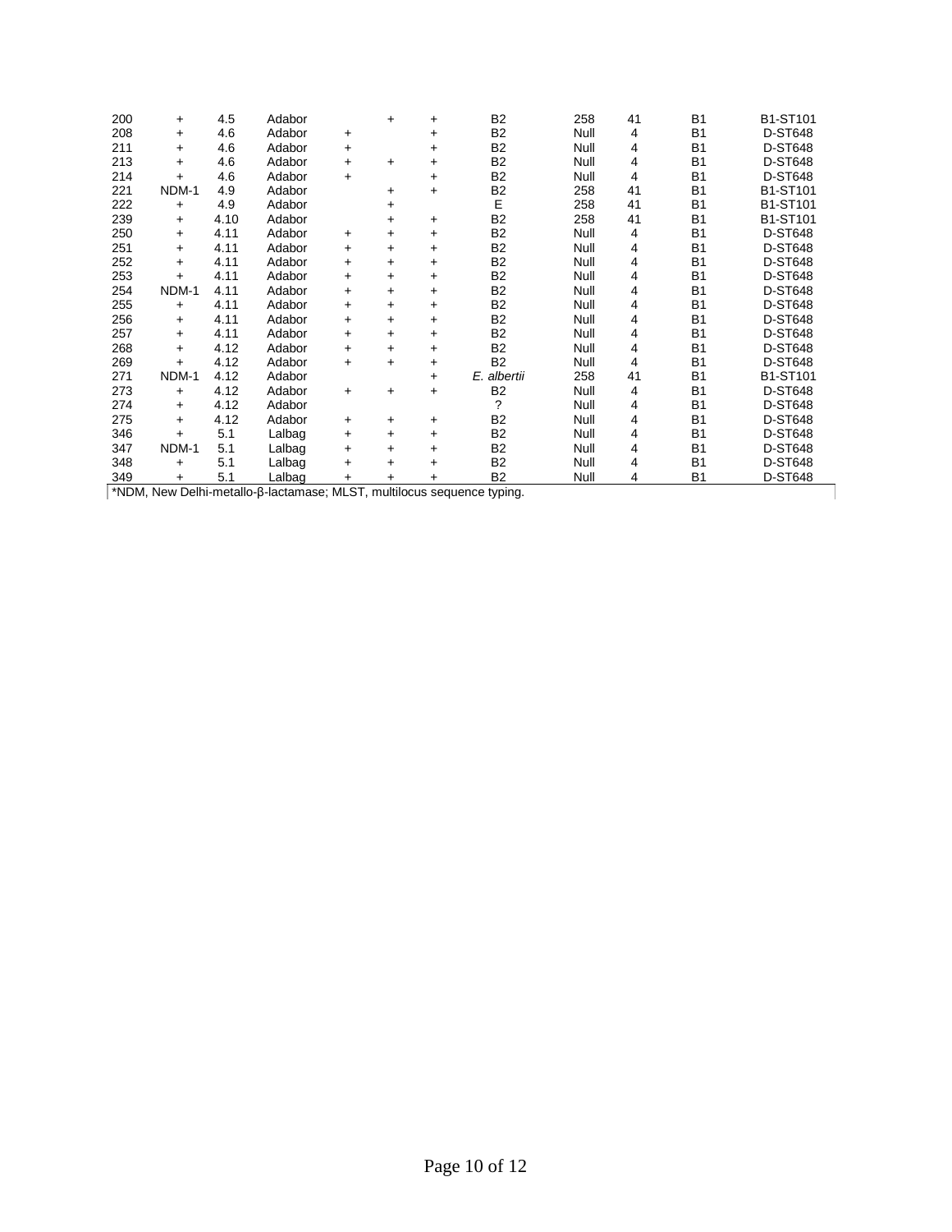| | | | | | | | | | | | |
|---|---|---|---|---|---|---|---|---|---|---|---|
| 200 | + | 4.5 | Adabor | | + | + | B2 | 258 | 41 | B1 | B1-ST101 |
| 208 | + | 4.6 | Adabor | + | | + | B2 | Null | 4 | B1 | D-ST648 |
| 211 | + | 4.6 | Adabor | + | | + | B2 | Null | 4 | B1 | D-ST648 |
| 213 | + | 4.6 | Adabor | + | + | + | B2 | Null | 4 | B1 | D-ST648 |
| 214 | + | 4.6 | Adabor | + | | + | B2 | Null | 4 | B1 | D-ST648 |
| 221 | NDM-1 | 4.9 | Adabor | | + | + | B2 | 258 | 41 | B1 | B1-ST101 |
| 222 | + | 4.9 | Adabor | | + | | E | 258 | 41 | B1 | B1-ST101 |
| 239 | + | 4.10 | Adabor | | + | + | B2 | 258 | 41 | B1 | B1-ST101 |
| 250 | + | 4.11 | Adabor | + | + | + | B2 | Null | 4 | B1 | D-ST648 |
| 251 | + | 4.11 | Adabor | + | + | + | B2 | Null | 4 | B1 | D-ST648 |
| 252 | + | 4.11 | Adabor | + | + | + | B2 | Null | 4 | B1 | D-ST648 |
| 253 | + | 4.11 | Adabor | + | + | + | B2 | Null | 4 | B1 | D-ST648 |
| 254 | NDM-1 | 4.11 | Adabor | + | + | + | B2 | Null | 4 | B1 | D-ST648 |
| 255 | + | 4.11 | Adabor | + | + | + | B2 | Null | 4 | B1 | D-ST648 |
| 256 | + | 4.11 | Adabor | + | + | + | B2 | Null | 4 | B1 | D-ST648 |
| 257 | + | 4.11 | Adabor | + | + | + | B2 | Null | 4 | B1 | D-ST648 |
| 268 | + | 4.12 | Adabor | + | + | + | B2 | Null | 4 | B1 | D-ST648 |
| 269 | + | 4.12 | Adabor | + | + | + | B2 | Null | 4 | B1 | D-ST648 |
| 271 | NDM-1 | 4.12 | Adabor | | | + | *E. albertii* | 258 | 41 | B1 | B1-ST101 |
| 273 | + | 4.12 | Adabor | + | + | + | B2 | Null | 4 | B1 | D-ST648 |
| 274 | + | 4.12 | Adabor | | | | ? | Null | 4 | B1 | D-ST648 |
| 275 | + | 4.12 | Adabor | + | + | + | B2 | Null | 4 | B1 | D-ST648 |
| 346 | + | 5.1 | Lalbag | + | + | + | B2 | Null | 4 | B1 | D-ST648 |
| 347 | NDM-1 | 5.1 | Lalbag | + | + | + | B2 | Null | 4 | B1 | D-ST648 |
| 348 | + | 5.1 | Lalbag | + | + | + | B2 | Null | 4 | B1 | D-ST648 |
| 349 | + | 5.1 | Lalbag | + | + | + | B2 | Null | 4 | B1 | D-ST648 |

*NDM, New Delhi-metallo-β-lactamase; MLST, multilocus sequence typing.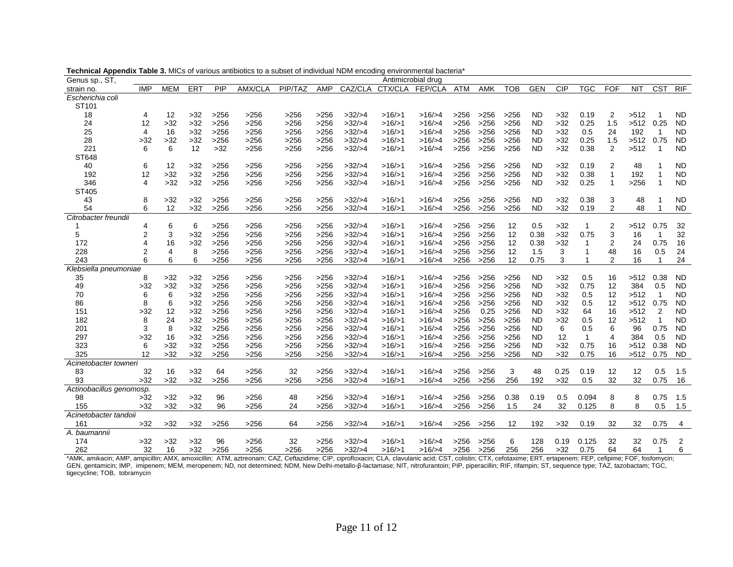**Technical Appendix Table 3.** MICs of various antibiotics to a subset of individual NDM encoding environmental bacteria*

| Genus sp., ST, strain no. | IMP | MEM | ERT | PIP | AMX/CLA | PIP/TAZ | AMP | CAZ/CLA | CTX/CLA | FEP/CLA | ATM | AMK | TOB | GEN | CIP | TGC | FOF | NIT | CST | RIF |
|---|---|---|---|---|---|---|---|---|---|---|---|---|---|---|---|---|---|---|---|---|
| *Escherichia coli* | | | | | | | | | | | | | | | | | | | | |
| ST101 | | | | | | | | | | | | | | | | | | | | |
| 18 | 4 | 12 | >32 | >256 | >256 | >256 | >256 | >32/>4 | >16/>1 | >16/>4 | >256 | >256 | >256 | ND | >32 | 0.19 | 2 | >512 | 1 | ND |
| 24 | 12 | >32 | >32 | >256 | >256 | >256 | >256 | >32/>4 | >16/>1 | >16/>4 | >256 | >256 | >256 | ND | >32 | 0.25 | 1.5 | >512 | 0.25 | ND |
| 25 | 4 | 16 | >32 | >256 | >256 | >256 | >256 | >32/>4 | >16/>1 | >16/>4 | >256 | >256 | >256 | ND | >32 | 0.5 | 24 | 192 | 1 | ND |
| 28 | >32 | >32 | >32 | >256 | >256 | >256 | >256 | >32/>4 | >16/>1 | >16/>4 | >256 | >256 | >256 | ND | >32 | 0.25 | 1.5 | >512 | 0.75 | ND |
| 221 | 6 | 6 | 12 | >32 | >256 | >256 | >256 | >32/>4 | >16/>1 | >16/>4 | >256 | >256 | >256 | ND | >32 | 0.38 | 2 | >512 | 1 | ND |
| ST648 | | | | | | | | | | | | | | | | | | | | |
| 40 | 6 | 12 | >32 | >256 | >256 | >256 | >256 | >32/>4 | >16/>1 | >16/>4 | >256 | >256 | >256 | ND | >32 | 0.19 | 2 | 48 | 1 | ND |
| 192 | 12 | >32 | >32 | >256 | >256 | >256 | >256 | >32/>4 | >16/>1 | >16/>4 | >256 | >256 | >256 | ND | >32 | 0.38 | 1 | 192 | 1 | ND |
| 346 | 4 | >32 | >32 | >256 | >256 | >256 | >256 | >32/>4 | >16/>1 | >16/>4 | >256 | >256 | >256 | ND | >32 | 0.25 | 1 | >256 | 1 | ND |
| ST405 | | | | | | | | | | | | | | | | | | | | |
| 43 | 8 | >32 | >32 | >256 | >256 | >256 | >256 | >32/>4 | >16/>1 | >16/>4 | >256 | >256 | >256 | ND | >32 | 0.38 | 3 | 48 | 1 | ND |
| 54 | 6 | 12 | >32 | >256 | >256 | >256 | >256 | >32/>4 | >16/>1 | >16/>4 | >256 | >256 | >256 | ND | >32 | 0.19 | 2 | 48 | 1 | ND |
| *Citrobacter freundii* | | | | | | | | | | | | | | | | | | | | |
| 1 | 4 | 6 | 6 | >256 | >256 | >256 | >256 | >32/>4 | >16/>1 | >16/>4 | >256 | >256 | 12 | 0.5 | >32 | 1 | 2 | >512 | 0.75 | 32 |
| 5 | 2 | 3 | >32 | >256 | >256 | >256 | >256 | >32/>4 | >16/>1 | >16/>4 | >256 | >256 | 12 | 0.38 | >32 | 0.75 | 3 | 16 | 1 | 32 |
| 172 | 4 | 16 | >32 | >256 | >256 | >256 | >256 | >32/>4 | >16/>1 | >16/>4 | >256 | >256 | 12 | 0.38 | >32 | 1 | 2 | 24 | 0.75 | 16 |
| 228 | 2 | 4 | 8 | >256 | >256 | >256 | >256 | >32/>4 | >16/>1 | >16/>4 | >256 | >256 | 12 | 1.5 | 3 | 1 | 48 | 16 | 0.5 | 24 |
| 243 | 6 | 6 | 6 | >256 | >256 | >256 | >256 | >32/>4 | >16/>1 | >16/>4 | >256 | >256 | 12 | 0.75 | 3 | 1 | 2 | 16 | 1 | 24 |
| *Klebsiella pneumoniae* | | | | | | | | | | | | | | | | | | | | |
| 35 | 8 | >32 | >32 | >256 | >256 | >256 | >256 | >32/>4 | >16/>1 | >16/>4 | >256 | >256 | >256 | ND | >32 | 0.5 | 16 | >512 | 0.38 | ND |
| 49 | >32 | >32 | >32 | >256 | >256 | >256 | >256 | >32/>4 | >16/>1 | >16/>4 | >256 | >256 | >256 | ND | >32 | 0.75 | 12 | 384 | 0.5 | ND |
| 70 | 6 | 6 | >32 | >256 | >256 | >256 | >256 | >32/>4 | >16/>1 | >16/>4 | >256 | >256 | >256 | ND | >32 | 0.5 | 12 | >512 | 1 | ND |
| 86 | 8 | 6 | >32 | >256 | >256 | >256 | >256 | >32/>4 | >16/>1 | >16/>4 | >256 | >256 | >256 | ND | >32 | 0.5 | 12 | >512 | 0.75 | ND |
| 151 | >32 | 12 | >32 | >256 | >256 | >256 | >256 | >32/>4 | >16/>1 | >16/>4 | >256 | 0.25 | >256 | ND | >32 | 64 | 16 | >512 | 2 | ND |
| 182 | 8 | 24 | >32 | >256 | >256 | >256 | >256 | >32/>4 | >16/>1 | >16/>4 | >256 | >256 | >256 | ND | >32 | 0.5 | 12 | >512 | 1 | ND |
| 201 | 3 | 8 | >32 | >256 | >256 | >256 | >256 | >32/>4 | >16/>1 | >16/>4 | >256 | >256 | >256 | ND | 6 | 0.5 | 6 | 96 | 0.75 | ND |
| 297 | >32 | 16 | >32 | >256 | >256 | >256 | >256 | >32/>4 | >16/>1 | >16/>4 | >256 | >256 | >256 | ND | 12 | 1 | 4 | 384 | 0.5 | ND |
| 323 | 6 | >32 | >32 | >256 | >256 | >256 | >256 | >32/>4 | >16/>1 | >16/>4 | >256 | >256 | >256 | ND | >32 | 0.75 | 16 | >512 | 0.38 | ND |
| 325 | 12 | >32 | >32 | >256 | >256 | >256 | >256 | >32/>4 | >16/>1 | >16/>4 | >256 | >256 | >256 | ND | >32 | 0.75 | 16 | >512 | 0.75 | ND |
| *Acinetobacter towneri* | | | | | | | | | | | | | | | | | | | | |
| 83 | 32 | 16 | >32 | 64 | >256 | 32 | >256 | >32/>4 | >16/>1 | >16/>4 | >256 | >256 | 3 | 48 | 0.25 | 0.19 | 12 | 12 | 0.5 | 1.5 |
| 93 | >32 | >32 | >32 | >256 | >256 | >256 | >256 | >32/>4 | >16/>1 | >16/>4 | >256 | >256 | 256 | 192 | >32 | 0.5 | 32 | 32 | 0.75 | 16 |
| *Actinobacillus genomosp.* | | | | | | | | | | | | | | | | | | | | |
| 98 | >32 | >32 | >32 | 96 | >256 | 48 | >256 | >32/>4 | >16/>1 | >16/>4 | >256 | >256 | 0.38 | 0.19 | 0.5 | 0.094 | 8 | 8 | 0.75 | 1.5 |
| 155 | >32 | >32 | >32 | 96 | >256 | 24 | >256 | >32/>4 | >16/>1 | >16/>4 | >256 | >256 | 1.5 | 24 | 32 | 0.125 | 8 | 8 | 0.5 | 1.5 |
| *Acinetobacter tandoii* | | | | | | | | | | | | | | | | | | | | |
| 161 | >32 | >32 | >32 | >256 | >256 | 64 | >256 | >32/>4 | >16/>1 | >16/>4 | >256 | >256 | 12 | 192 | >32 | 0.19 | 32 | 32 | 0.75 | 4 |
| *A. baumannii* | | | | | | | | | | | | | | | | | | | | |
| 174 | >32 | >32 | >32 | 96 | >256 | 32 | >256 | >32/>4 | >16/>1 | >16/>4 | >256 | >256 | 6 | 128 | 0.19 | 0.125 | 32 | 32 | 0.75 | 2 |
| 262 | 32 | 16 | >32 | >256 | >256 | >256 | >256 | >32/>4 | >16/>1 | >16/>4 | >256 | >256 | 256 | 256 | >32 | 0.75 | 64 | 64 | 1 | 6 |

*AMK, amikacin; AMP, ampicillin; AMX, amoxicillin; ATM, aztreonam; CAZ, Ceftazidime; CIP, ciprofloxacin; CLA, clavulanic acid; CST, colistin; CTX, cefotaxime; ERT, ertapenem; FEP, cefipime; FOF, fosfomycin; GEN, gentamicin; IMP, imipenem; MEM, meropenem; ND, not determined; NDM, New Delhi-metallo-β-lactamase; NIT, nitrofurantoin; PIP, piperacillin; RIF, rifampin; ST, sequence type; TAZ, tazobactam; TGC, tigecycline; TOB, tobramycin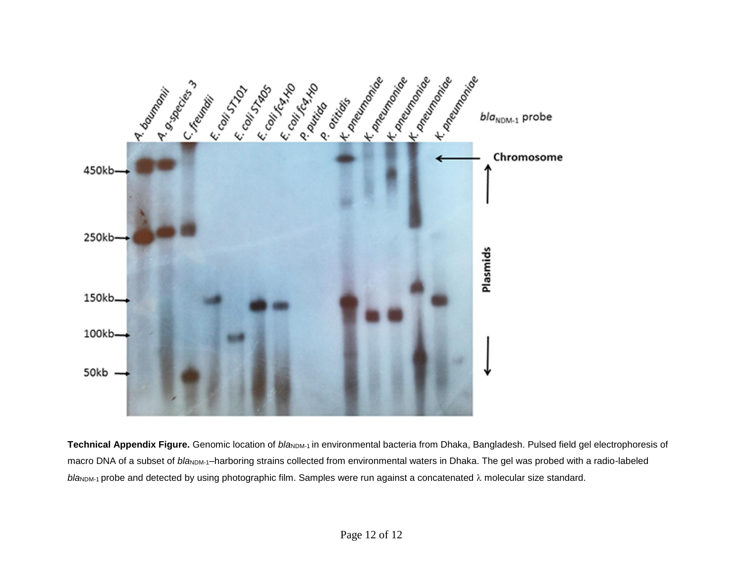A. baumanii

A. g-species 3

C. freundii

E. coli ST101

E. coli ST405

E. coli fc4,H0

E. coli fc4,H0

P. putida

P. otitidis

K. pneumoniae

K. pneumoniae

K. pneumoniae

K. pneumoniae

K. pneumoniae

*bla*$_{NDM-1}$ probe

450kb

250kb

150kb

100kb

50kb

Chromosome

Plasmids

**Technical Appendix Figure.** Genomic location of *bla*$_{NDM-1}$ in environmental bacteria from Dhaka, Bangladesh. Pulsed field gel electrophoresis of macro DNA of a subset of *bla*$_{NDM-1}$–harboring strains collected from environmental waters in Dhaka. The gel was probed with a radio-labeled *bla*$_{NDM-1}$ probe and detected by using photographic film. Samples were run against a concatenated $\lambda$ molecular size standard.